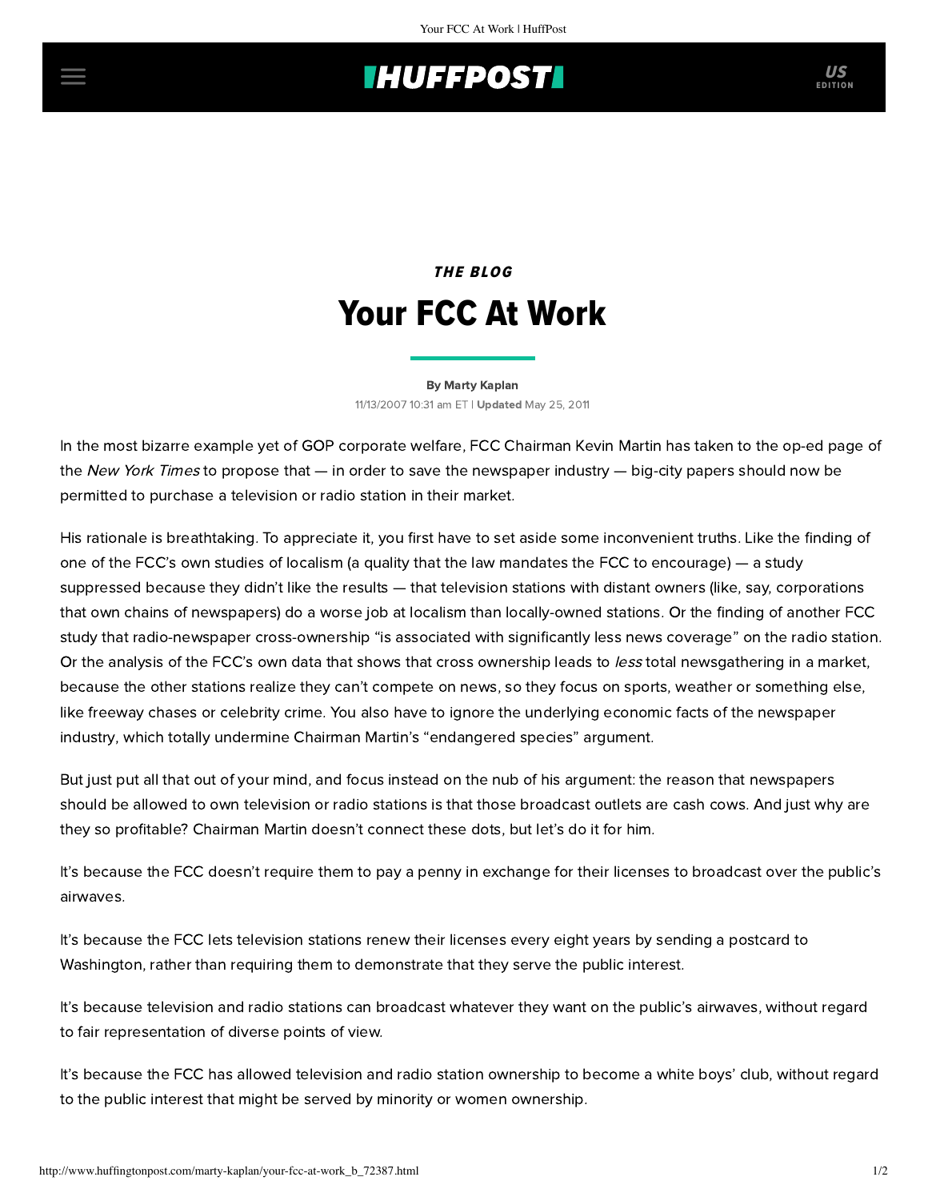THE BLOG

# Your FCC At Work

By Marty Kaplan

11/13/2007 10:31 am ET | **Updated** May 25, 2011

In the most bizarre example yet of GOP corporate welfare, FCC Chairman Kevin Martin has taken to the op-ed page of the *New York Times* to propose that — in order to save the newspaper industry — big-city papers should now be permitted to purchase a television or radio station in their market.

His rationale is breathtaking. To appreciate it, you first have to set aside some inconvenient truths. Like the finding of one of the FCC's own studies of localism (a quality that the law mandates the FCC to encourage) — a study suppressed because they didn't like the results — that television stations with distant owners (like, say, corporations that own chains of newspapers) do a worse job at localism than locally-owned stations. Or the finding of another FCC study that radio-newspaper cross-ownership "is associated with significantly less news coverage" on the radio station. Or the analysis of the FCC's own data that shows that cross ownership leads to *less* total newsgathering in a market, because the other stations realize they can't compete on news, so they focus on sports, weather or something else, like freeway chases or celebrity crime. You also have to ignore the underlying economic facts of the newspaper industry, which totally undermine Chairman Martin's "endangered species" argument.

But just put all that out of your mind, and focus instead on the nub of his argument: the reason that newspapers should be allowed to own television or radio stations is that those broadcast outlets are cash cows. And just why are they so profitable? Chairman Martin doesn't connect these dots, but let's do it for him.

It's because the FCC doesn't require them to pay a penny in exchange for their licenses to broadcast over the public's airwaves.

It's because the FCC lets television stations renew their licenses every eight years by sending a postcard to Washington, rather than requiring them to demonstrate that they serve the public interest.

It's because television and radio stations can broadcast whatever they want on the public's airwaves, without regard to fair representation of diverse points of view.

It's because the FCC has allowed television and radio station ownership to become a white boys' club, without regard to the public interest that might be served by minority or women ownership.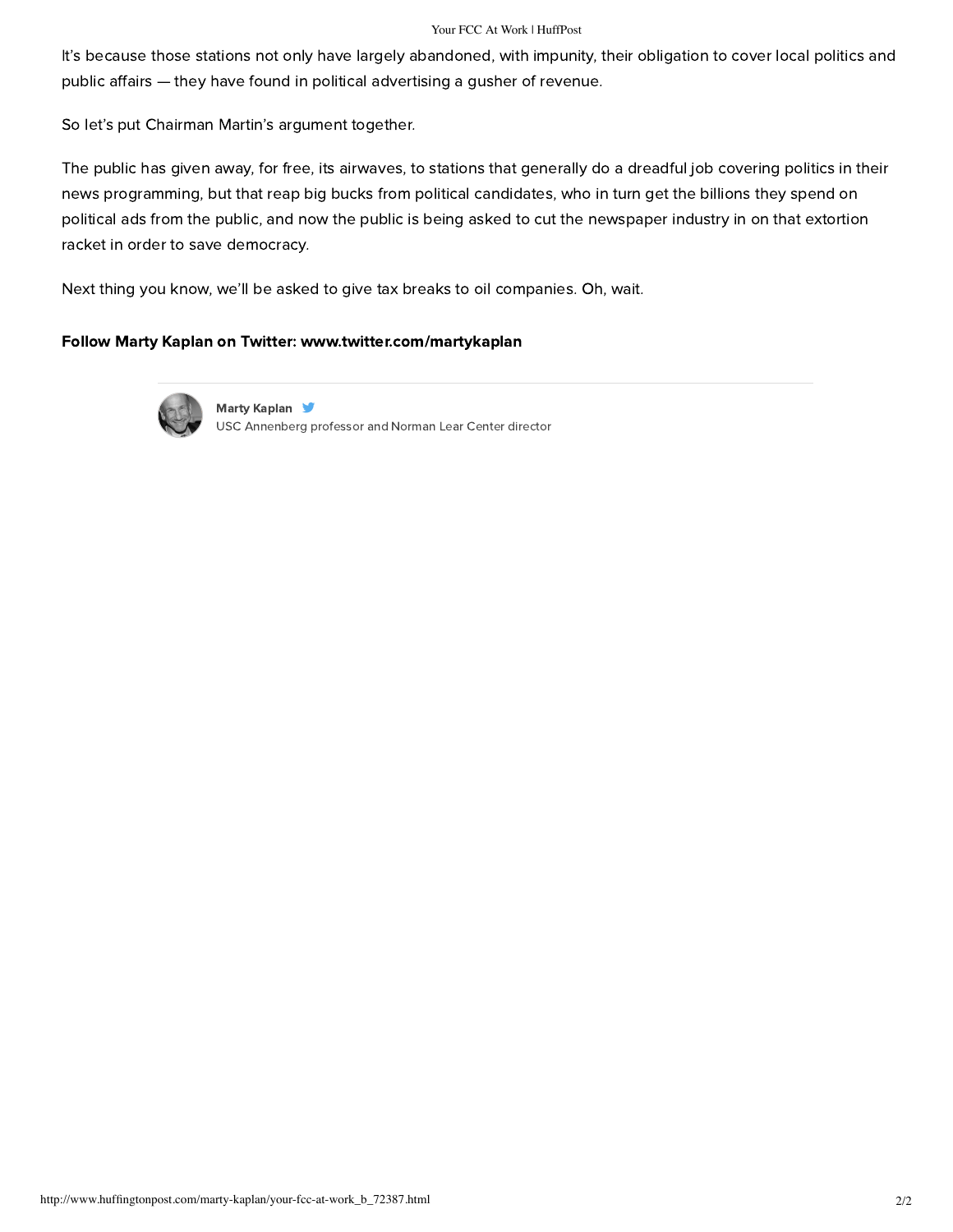It's because those stations not only have largely abandoned, with impunity, their obligation to cover local politics and public affairs — they have found in political advertising a gusher of revenue.

So let's put Chairman Martin's argument together.

The public has given away, for free, its airwaves, to stations that generally do a dreadful job covering politics in their news programming, but that reap big bucks from political candidates, who in turn get the billions they spend on political ads from the public, and now the public is being asked to cut the newspaper industry in on that extortion racket in order to save democracy.

Next thing you know, we'll be asked to give tax breaks to oil companies. Oh, wait.

**Follow Marty Kaplan on Twitter: www.twitter.com/martykaplan**

**Marty Kaplan**
USC Annenberg professor and Norman Lear Center director